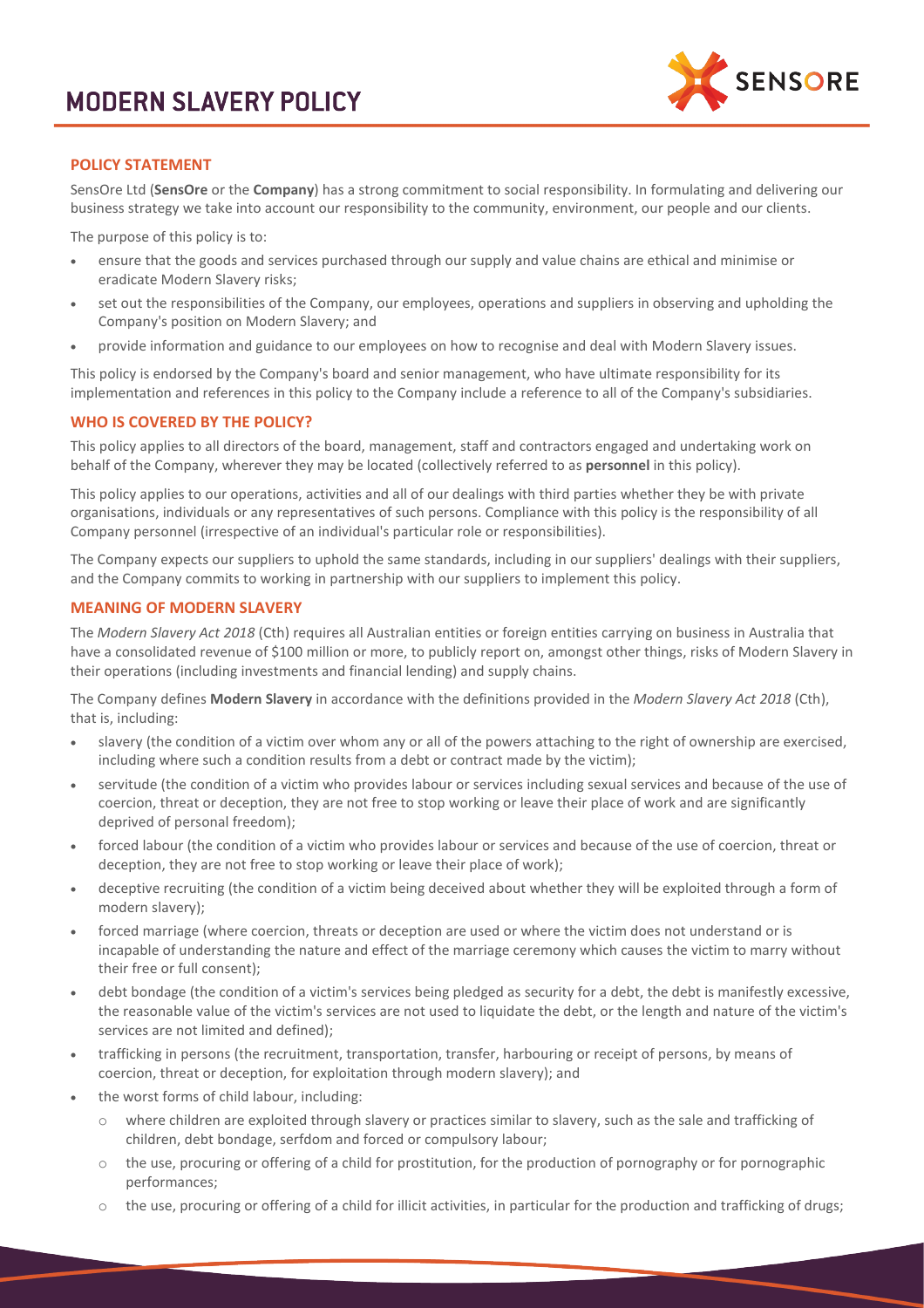# MODERN SLAVERY POLICY

## POLICY STATEMENT

SensOre Ltd (**SensOre** or the **Company**) has a strong commitment to social responsibility. In formulating and delivering our business strategy we take into account our responsibility to the community, environment, our people and our clients.

The purpose of this policy is to:

- ensure that the goods and services purchased through our supply and value chains are ethical and minimise or eradicate Modern Slavery risks;
- set out the responsibilities of the Company, our employees, operations and suppliers in observing and upholding the Company's position on Modern Slavery; and
- provide information and guidance to our employees on how to recognise and deal with Modern Slavery issues.

This policy is endorsed by the Company's board and senior management, who have ultimate responsibility for its implementation and references in this policy to the Company include a reference to all of the Company's subsidiaries.

## WHO IS COVERED BY THE POLICY?

This policy applies to all directors of the board, management, staff and contractors engaged and undertaking work on behalf of the Company, wherever they may be located (collectively referred to as **personnel** in this policy).

This policy applies to our operations, activities and all of our dealings with third parties whether they be with private organisations, individuals or any representatives of such persons. Compliance with this policy is the responsibility of all Company personnel (irrespective of an individual's particular role or responsibilities).

The Company expects our suppliers to uphold the same standards, including in our suppliers' dealings with their suppliers, and the Company commits to working in partnership with our suppliers to implement this policy.

## MEANING OF MODERN SLAVERY

The *Modern Slavery Act 2018* (Cth) requires all Australian entities or foreign entities carrying on business in Australia that have a consolidated revenue of $100 million or more, to publicly report on, amongst other things, risks of Modern Slavery in their operations (including investments and financial lending) and supply chains.

The Company defines **Modern Slavery** in accordance with the definitions provided in the *Modern Slavery Act 2018* (Cth), that is, including:

- slavery (the condition of a victim over whom any or all of the powers attaching to the right of ownership are exercised, including where such a condition results from a debt or contract made by the victim);
- servitude (the condition of a victim who provides labour or services including sexual services and because of the use of coercion, threat or deception, they are not free to stop working or leave their place of work and are significantly deprived of personal freedom);
- forced labour (the condition of a victim who provides labour or services and because of the use of coercion, threat or deception, they are not free to stop working or leave their place of work);
- deceptive recruiting (the condition of a victim being deceived about whether they will be exploited through a form of modern slavery);
- forced marriage (where coercion, threats or deception are used or where the victim does not understand or is incapable of understanding the nature and effect of the marriage ceremony which causes the victim to marry without their free or full consent);
- debt bondage (the condition of a victim's services being pledged as security for a debt, the debt is manifestly excessive, the reasonable value of the victim's services are not used to liquidate the debt, or the length and nature of the victim's services are not limited and defined);
- trafficking in persons (the recruitment, transportation, transfer, harbouring or receipt of persons, by means of coercion, threat or deception, for exploitation through modern slavery); and
- the worst forms of child labour, including:
  - where children are exploited through slavery or practices similar to slavery, such as the sale and trafficking of children, debt bondage, serfdom and forced or compulsory labour;
  - the use, procuring or offering of a child for prostitution, for the production of pornography or for pornographic performances;
  - the use, procuring or offering of a child for illicit activities, in particular for the production and trafficking of drugs;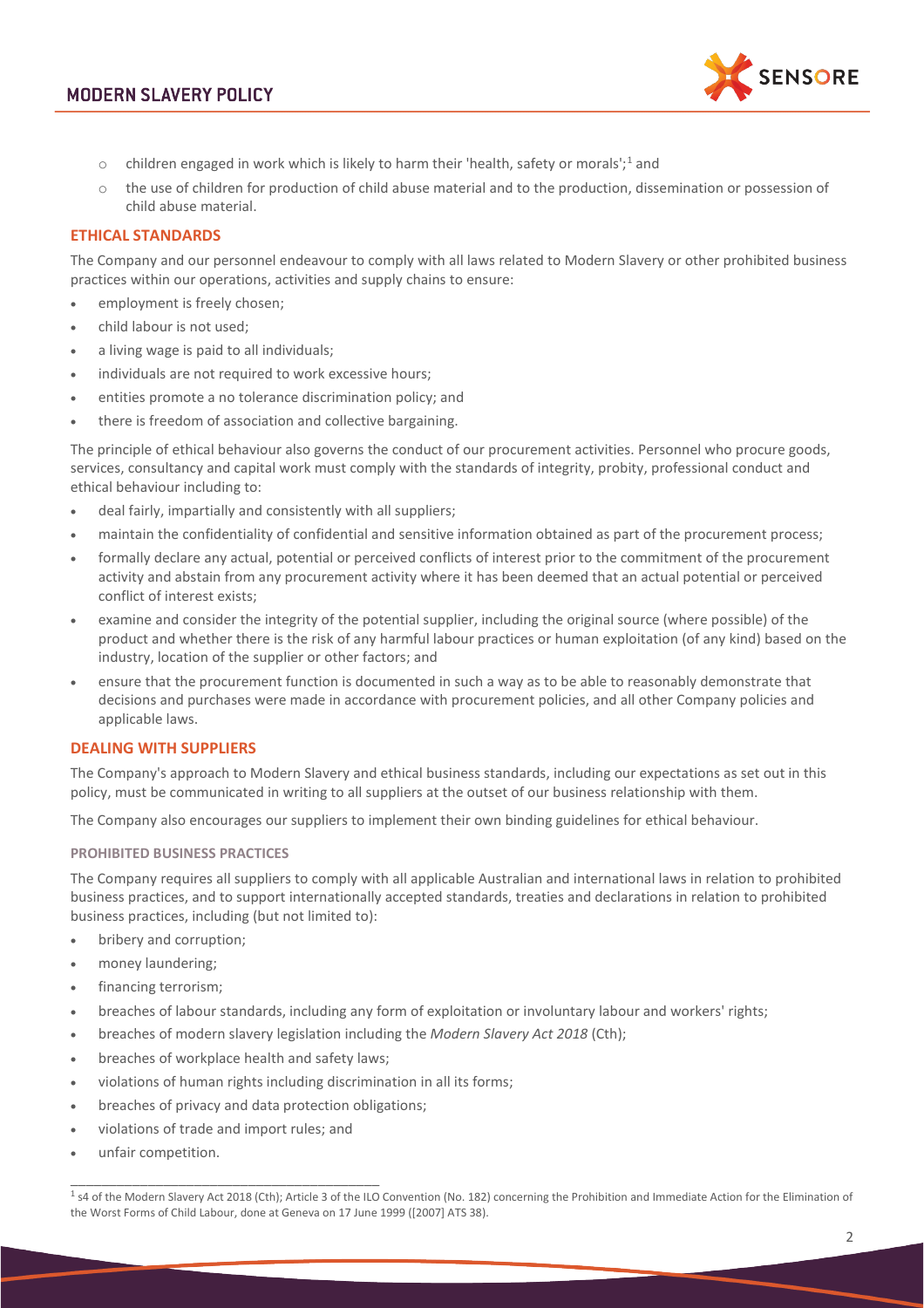- children engaged in work which is likely to harm their 'health, safety or morals';[1] and
    - the use of children for production of child abuse material and to the production, dissemination or possession of child abuse material.

## ETHICAL STANDARDS

The Company and our personnel endeavour to comply with all laws related to Modern Slavery or other prohibited business practices within our operations, activities and supply chains to ensure:

- employment is freely chosen;
- child labour is not used;
- a living wage is paid to all individuals;
- individuals are not required to work excessive hours;
- entities promote a no tolerance discrimination policy; and
- there is freedom of association and collective bargaining.

The principle of ethical behaviour also governs the conduct of our procurement activities. Personnel who procure goods, services, consultancy and capital work must comply with the standards of integrity, probity, professional conduct and ethical behaviour including to:

- deal fairly, impartially and consistently with all suppliers;
- maintain the confidentiality of confidential and sensitive information obtained as part of the procurement process;
- formally declare any actual, potential or perceived conflicts of interest prior to the commitment of the procurement activity and abstain from any procurement activity where it has been deemed that an actual potential or perceived conflict of interest exists;
- examine and consider the integrity of the potential supplier, including the original source (where possible) of the product and whether there is the risk of any harmful labour practices or human exploitation (of any kind) based on the industry, location of the supplier or other factors; and
- ensure that the procurement function is documented in such a way as to be able to reasonably demonstrate that decisions and purchases were made in accordance with procurement policies, and all other Company policies and applicable laws.

## DEALING WITH SUPPLIERS

The Company's approach to Modern Slavery and ethical business standards, including our expectations as set out in this policy, must be communicated in writing to all suppliers at the outset of our business relationship with them.

The Company also encourages our suppliers to implement their own binding guidelines for ethical behaviour.

### PROHIBITED BUSINESS PRACTICES

The Company requires all suppliers to comply with all applicable Australian and international laws in relation to prohibited business practices, and to support internationally accepted standards, treaties and declarations in relation to prohibited business practices, including (but not limited to):

- bribery and corruption;
- money laundering;
- financing terrorism;
- breaches of labour standards, including any form of exploitation or involuntary labour and workers' rights;
- breaches of modern slavery legislation including the *Modern Slavery Act 2018* (Cth);
- breaches of workplace health and safety laws;
- violations of human rights including discrimination in all its forms;
- breaches of privacy and data protection obligations;
- violations of trade and import rules; and
- unfair competition.

---

[1] s4 of the Modern Slavery Act 2018 (Cth); Article 3 of the ILO Convention (No. 182) concerning the Prohibition and Immediate Action for the Elimination of the Worst Forms of Child Labour, done at Geneva on 17 June 1999 ([2007] ATS 38).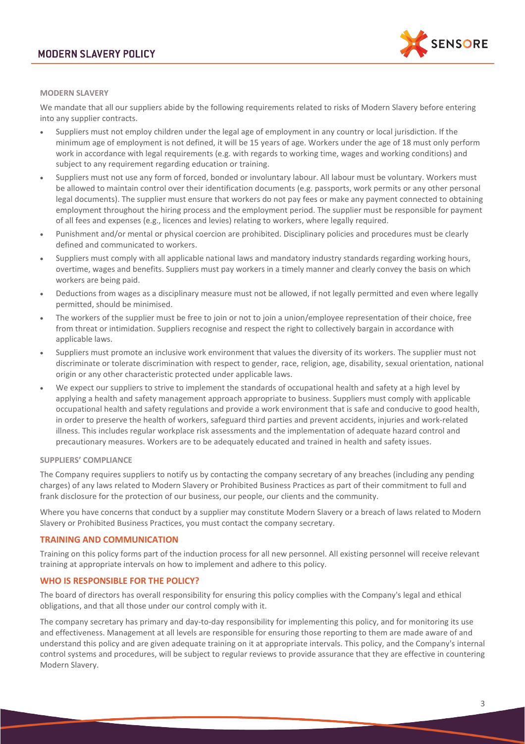#### MODERN SLAVERY

We mandate that all our suppliers abide by the following requirements related to risks of Modern Slavery before entering into any supplier contracts.

- Suppliers must not employ children under the legal age of employment in any country or local jurisdiction. If the minimum age of employment is not defined, it will be 15 years of age. Workers under the age of 18 must only perform work in accordance with legal requirements (e.g. with regards to working time, wages and working conditions) and subject to any requirement regarding education or training.
- Suppliers must not use any form of forced, bonded or involuntary labour. All labour must be voluntary. Workers must be allowed to maintain control over their identification documents (e.g. passports, work permits or any other personal legal documents). The supplier must ensure that workers do not pay fees or make any payment connected to obtaining employment throughout the hiring process and the employment period. The supplier must be responsible for payment of all fees and expenses (e.g., licences and levies) relating to workers, where legally required.
- Punishment and/or mental or physical coercion are prohibited. Disciplinary policies and procedures must be clearly defined and communicated to workers.
- Suppliers must comply with all applicable national laws and mandatory industry standards regarding working hours, overtime, wages and benefits. Suppliers must pay workers in a timely manner and clearly convey the basis on which workers are being paid.
- Deductions from wages as a disciplinary measure must not be allowed, if not legally permitted and even where legally permitted, should be minimised.
- The workers of the supplier must be free to join or not to join a union/employee representation of their choice, free from threat or intimidation. Suppliers recognise and respect the right to collectively bargain in accordance with applicable laws.
- Suppliers must promote an inclusive work environment that values the diversity of its workers. The supplier must not discriminate or tolerate discrimination with respect to gender, race, religion, age, disability, sexual orientation, national origin or any other characteristic protected under applicable laws.
- We expect our suppliers to strive to implement the standards of occupational health and safety at a high level by applying a health and safety management approach appropriate to business. Suppliers must comply with applicable occupational health and safety regulations and provide a work environment that is safe and conducive to good health, in order to preserve the health of workers, safeguard third parties and prevent accidents, injuries and work-related illness. This includes regular workplace risk assessments and the implementation of adequate hazard control and precautionary measures. Workers are to be adequately educated and trained in health and safety issues.

#### SUPPLIERS' COMPLIANCE

The Company requires suppliers to notify us by contacting the company secretary of any breaches (including any pending charges) of any laws related to Modern Slavery or Prohibited Business Practices as part of their commitment to full and frank disclosure for the protection of our business, our people, our clients and the community.

Where you have concerns that conduct by a supplier may constitute Modern Slavery or a breach of laws related to Modern Slavery or Prohibited Business Practices, you must contact the company secretary.

### TRAINING AND COMMUNICATION

Training on this policy forms part of the induction process for all new personnel. All existing personnel will receive relevant training at appropriate intervals on how to implement and adhere to this policy.

### WHO IS RESPONSIBLE FOR THE POLICY?

The board of directors has overall responsibility for ensuring this policy complies with the Company's legal and ethical obligations, and that all those under our control comply with it.

The company secretary has primary and day-to-day responsibility for implementing this policy, and for monitoring its use and effectiveness. Management at all levels are responsible for ensuring those reporting to them are made aware of and understand this policy and are given adequate training on it at appropriate intervals. This policy, and the Company's internal control systems and procedures, will be subject to regular reviews to provide assurance that they are effective in countering Modern Slavery.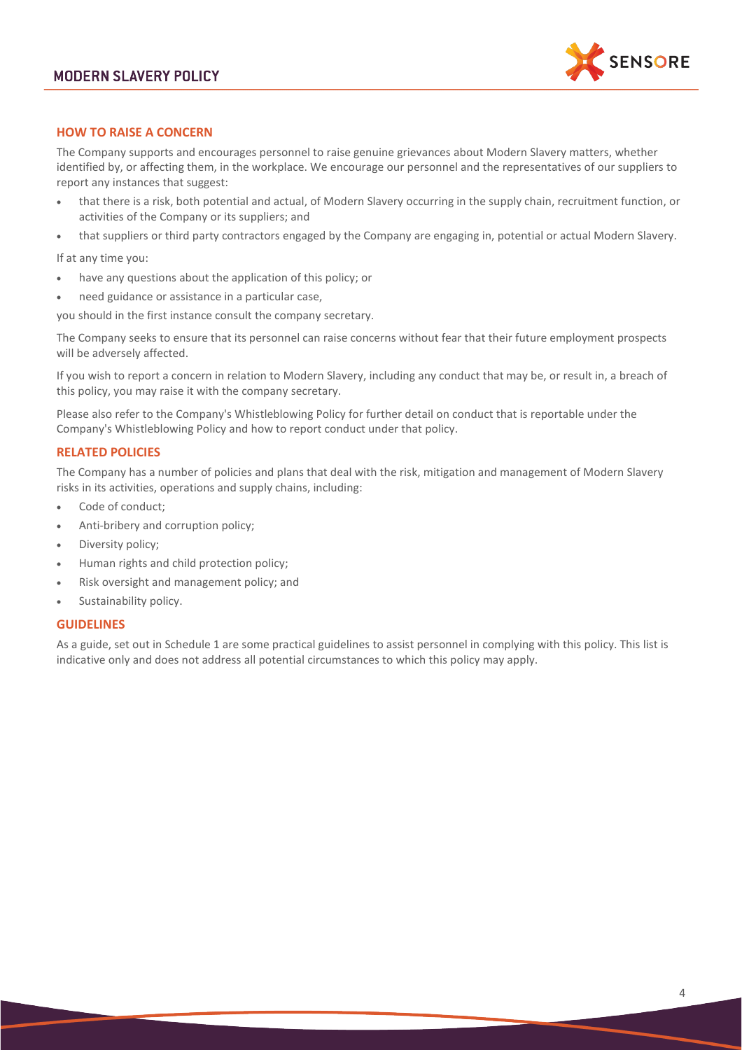## HOW TO RAISE A CONCERN

The Company supports and encourages personnel to raise genuine grievances about Modern Slavery matters, whether identified by, or affecting them, in the workplace. We encourage our personnel and the representatives of our suppliers to report any instances that suggest:

- that there is a risk, both potential and actual, of Modern Slavery occurring in the supply chain, recruitment function, or activities of the Company or its suppliers; and
- that suppliers or third party contractors engaged by the Company are engaging in, potential or actual Modern Slavery.

If at any time you:

- have any questions about the application of this policy; or
- need guidance or assistance in a particular case,

you should in the first instance consult the company secretary.

The Company seeks to ensure that its personnel can raise concerns without fear that their future employment prospects will be adversely affected.

If you wish to report a concern in relation to Modern Slavery, including any conduct that may be, or result in, a breach of this policy, you may raise it with the company secretary.

Please also refer to the Company's Whistleblowing Policy for further detail on conduct that is reportable under the Company's Whistleblowing Policy and how to report conduct under that policy.

## RELATED POLICIES

The Company has a number of policies and plans that deal with the risk, mitigation and management of Modern Slavery risks in its activities, operations and supply chains, including:

- Code of conduct;
- Anti-bribery and corruption policy;
- Diversity policy;
- Human rights and child protection policy;
- Risk oversight and management policy; and
- Sustainability policy.

## GUIDELINES

As a guide, set out in Schedule 1 are some practical guidelines to assist personnel in complying with this policy. This list is indicative only and does not address all potential circumstances to which this policy may apply.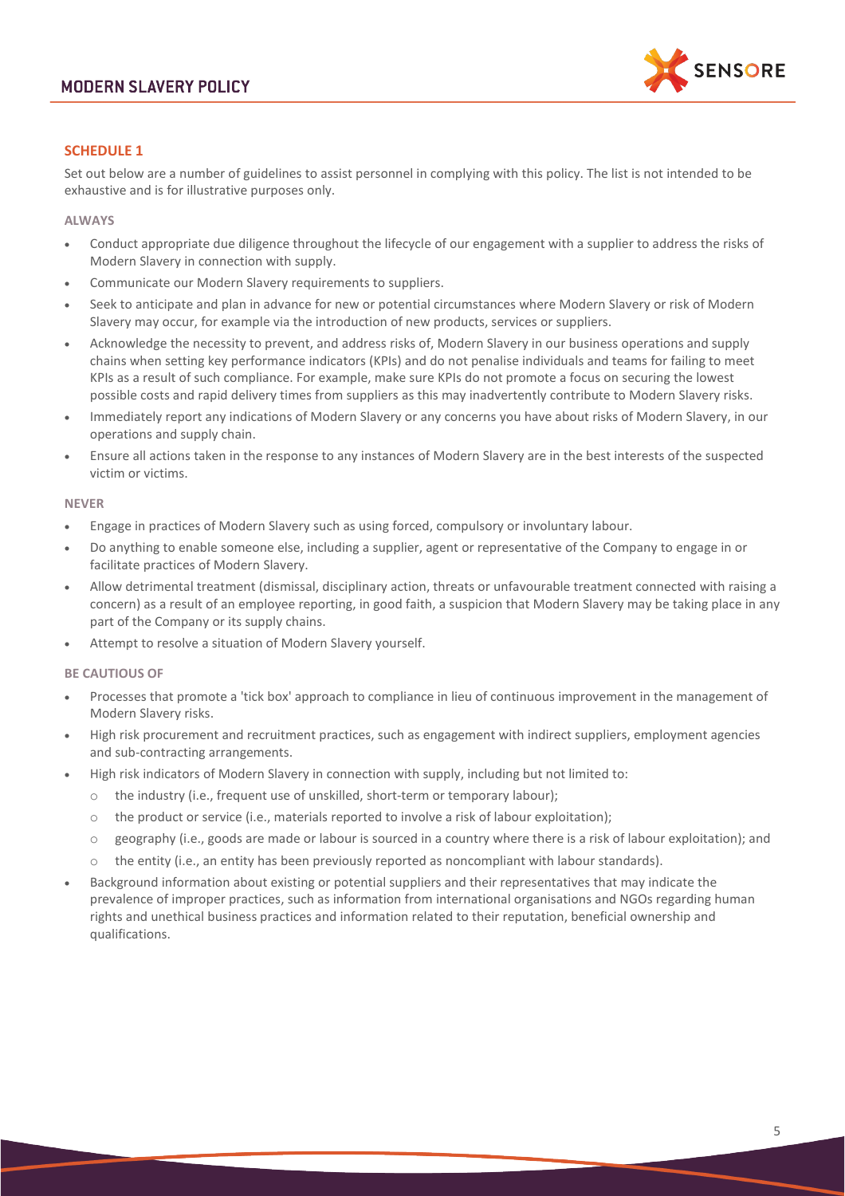## SCHEDULE 1

Set out below are a number of guidelines to assist personnel in complying with this policy. The list is not intended to be exhaustive and is for illustrative purposes only.

### ALWAYS

- Conduct appropriate due diligence throughout the lifecycle of our engagement with a supplier to address the risks of Modern Slavery in connection with supply.
- Communicate our Modern Slavery requirements to suppliers.
- Seek to anticipate and plan in advance for new or potential circumstances where Modern Slavery or risk of Modern Slavery may occur, for example via the introduction of new products, services or suppliers.
- Acknowledge the necessity to prevent, and address risks of, Modern Slavery in our business operations and supply chains when setting key performance indicators (KPIs) and do not penalise individuals and teams for failing to meet KPIs as a result of such compliance. For example, make sure KPIs do not promote a focus on securing the lowest possible costs and rapid delivery times from suppliers as this may inadvertently contribute to Modern Slavery risks.
- Immediately report any indications of Modern Slavery or any concerns you have about risks of Modern Slavery, in our operations and supply chain.
- Ensure all actions taken in the response to any instances of Modern Slavery are in the best interests of the suspected victim or victims.

### NEVER

- Engage in practices of Modern Slavery such as using forced, compulsory or involuntary labour.
- Do anything to enable someone else, including a supplier, agent or representative of the Company to engage in or facilitate practices of Modern Slavery.
- Allow detrimental treatment (dismissal, disciplinary action, threats or unfavourable treatment connected with raising a concern) as a result of an employee reporting, in good faith, a suspicion that Modern Slavery may be taking place in any part of the Company or its supply chains.
- Attempt to resolve a situation of Modern Slavery yourself.

### BE CAUTIOUS OF

- Processes that promote a 'tick box' approach to compliance in lieu of continuous improvement in the management of Modern Slavery risks.
- High risk procurement and recruitment practices, such as engagement with indirect suppliers, employment agencies and sub-contracting arrangements.
- High risk indicators of Modern Slavery in connection with supply, including but not limited to:
  - the industry (i.e., frequent use of unskilled, short-term or temporary labour);
  - the product or service (i.e., materials reported to involve a risk of labour exploitation);
  - geography (i.e., goods are made or labour is sourced in a country where there is a risk of labour exploitation); and
  - the entity (i.e., an entity has been previously reported as noncompliant with labour standards).
- Background information about existing or potential suppliers and their representatives that may indicate the prevalence of improper practices, such as information from international organisations and NGOs regarding human rights and unethical business practices and information related to their reputation, beneficial ownership and qualifications.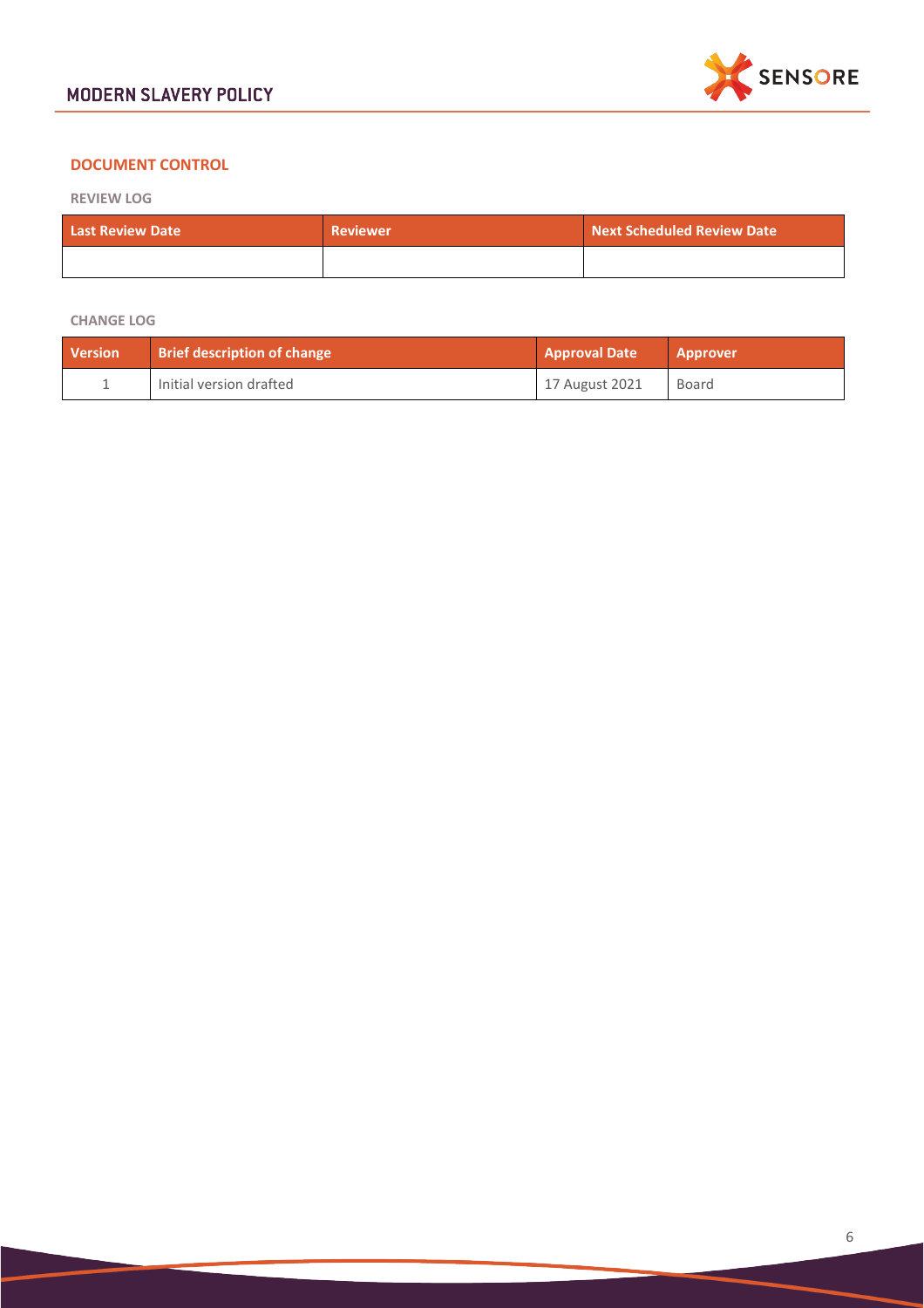## DOCUMENT CONTROL

### REVIEW LOG

| Last Review Date | Reviewer | Next Scheduled Review Date |
| --- | --- | --- |
| | | |

### CHANGE LOG

| Version | Brief description of change | Approval Date | Approver |
| --- | --- | --- | --- |
| 1 | Initial version drafted | 17 August 2021 | Board |